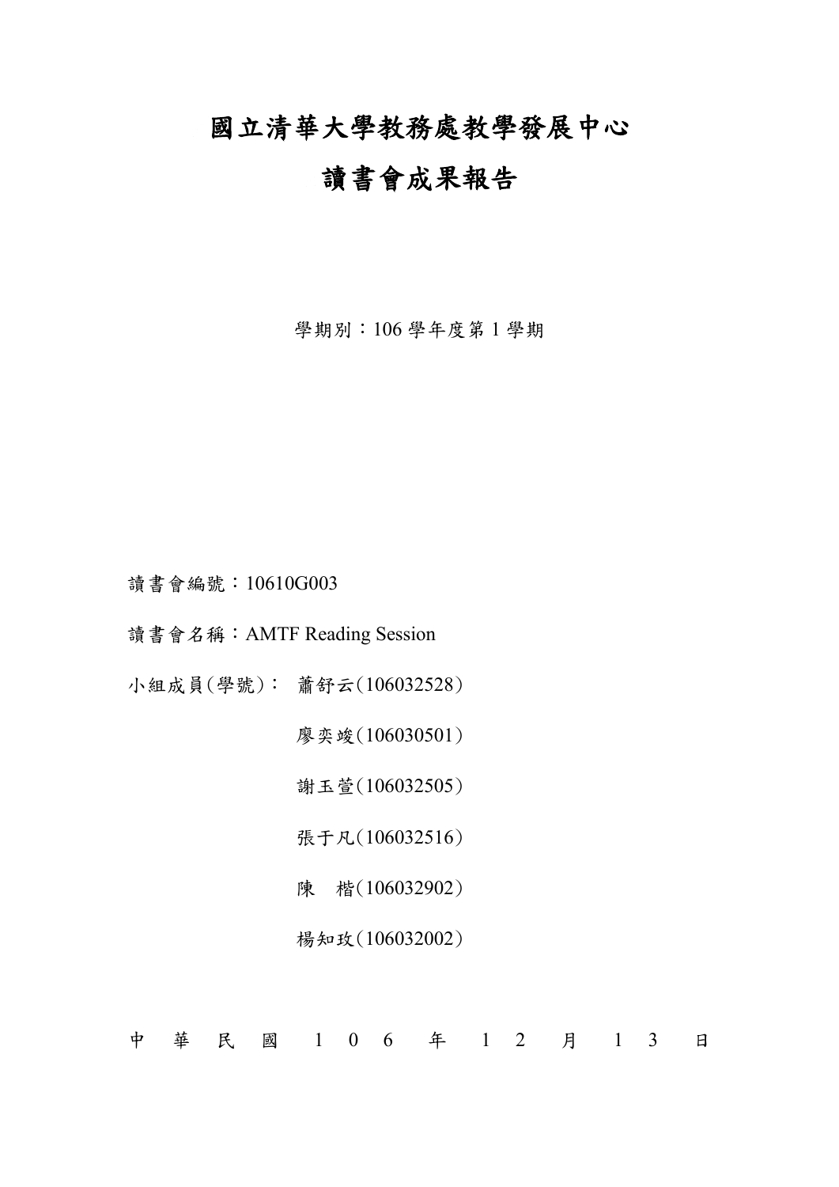# 國立清華大學教務處教學發展中心

# 讀書會成果報告

學期別：106 學年度第 1 學期

讀書會編號：10610G003

讀書會名稱：AMTF Reading Session

小組成員(學號)： 蕭舒云(106032528)

廖奕竣(106030501)

謝玉萱(106032505)

張于凡(106032516)

陳　楷(106032902)

楊知玫(106032002)

中　華　民　國　1　0　6　年　1　2　月　1　3　日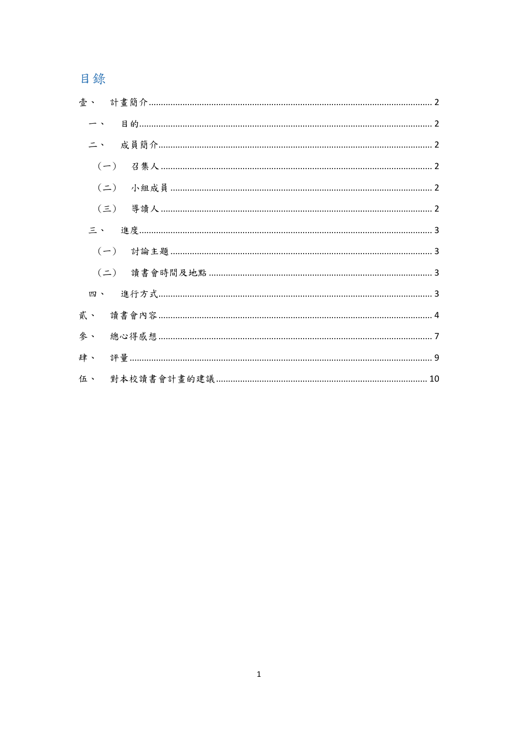# 目錄

壹、 計畫簡介 ........ 2

一、 目的 ........ 2

二、 成員簡介 ........ 2

（一） 召集人 ........ 2

（二） 小組成員 ........ 2

（三） 導讀人 ........ 2

三、 進度 ........ 3

（一） 討論主題 ........ 3

（二） 讀書會時間及地點 ........ 3

四、 進行方式 ........ 3

貳、 讀書會內容 ........ 4

參、 總心得感想 ........ 7

肆、 評量 ........ 9

伍、 對本校讀書會計畫的建議 ........ 10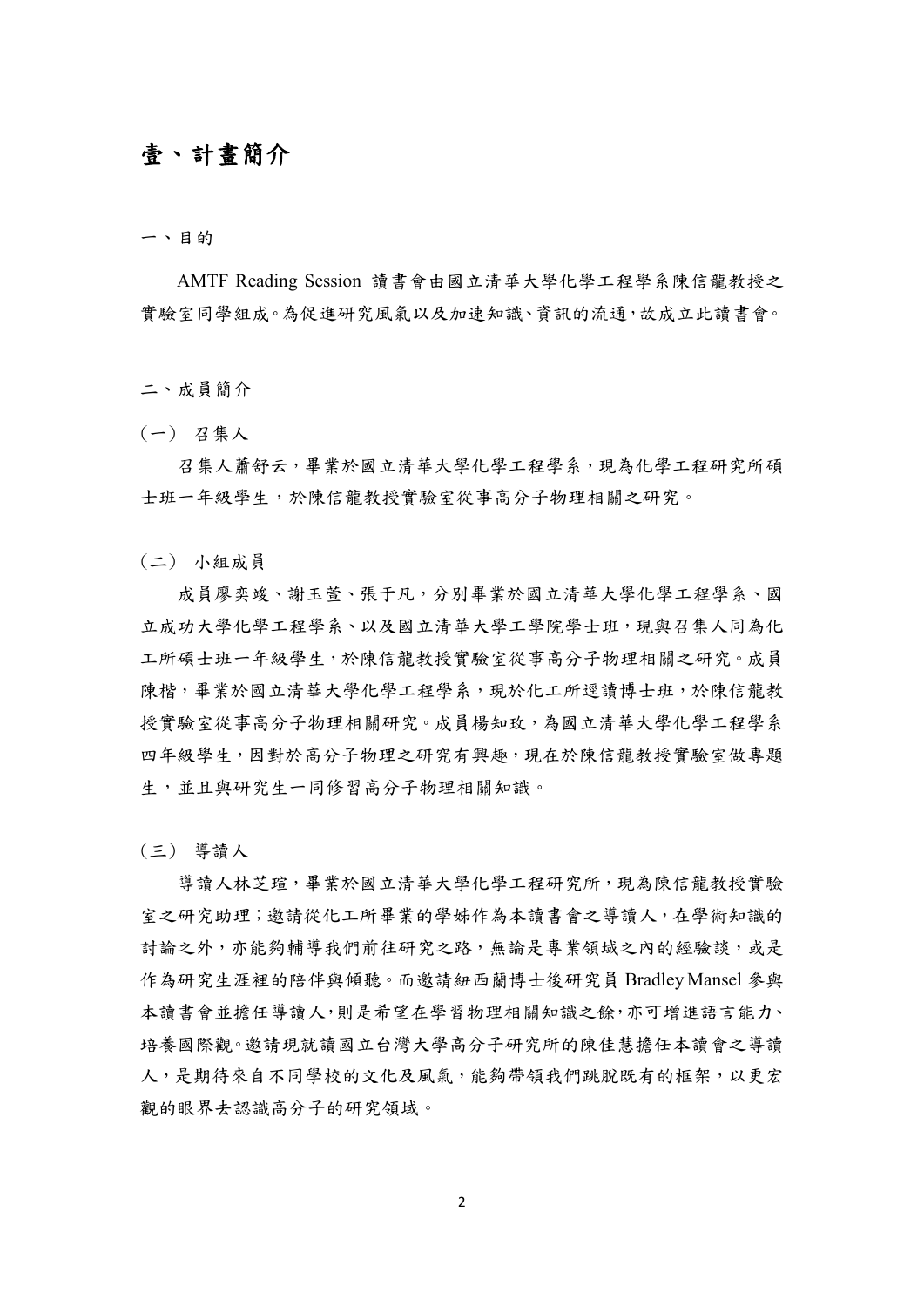# 壹、計畫簡介

## 一、目的

AMTF Reading Session 讀書會由國立清華大學化學工程學系陳信龍教授之實驗室同學組成。為促進研究風氣以及加速知識、資訊的流通，故成立此讀書會。

## 二、成員簡介

### （一） 召集人

召集人蕭舒云，畢業於國立清華大學化學工程學系，現為化學工程研究所碩士班一年級學生，於陳信龍教授實驗室從事高分子物理相關之研究。

### （二） 小組成員

成員廖奕竣、謝玉萱、張于凡，分別畢業於國立清華大學化學工程學系、國立成功大學化學工程學系、以及國立清華大學工學院學士班，現與召集人同為化工所碩士班一年級學生，於陳信龍教授實驗室從事高分子物理相關之研究。成員陳楷，畢業於國立清華大學化學工程學系，現於化工所逕讀博士班，於陳信龍教授實驗室從事高分子物理相關研究。成員楊知玫，為國立清華大學化學工程學系四年級學生，因對於高分子物理之研究有興趣，現在於陳信龍教授實驗室做專題生，並且與研究生一同修習高分子物理相關知識。

### （三） 導讀人

導讀人林芝瑄，畢業於國立清華大學化學工程研究所，現為陳信龍教授實驗室之研究助理；邀請從化工所畢業的學姊作為本讀書會之導讀人，在學術知識的討論之外，亦能夠輔導我們前往研究之路，無論是專業領域之內的經驗談，或是作為研究生涯裡的陪伴與傾聽。而邀請紐西蘭博士後研究員 Bradley Mansel 參與本讀書會並擔任導讀人，則是希望在學習物理相關知識之餘，亦可增進語言能力、培養國際觀。邀請現就讀國立台灣大學高分子研究所的陳佳慧擔任本讀會之導讀人，是期待來自不同學校的文化及風氣，能夠帶領我們跳脫既有的框架，以更宏觀的眼界去認識高分子的研究領域。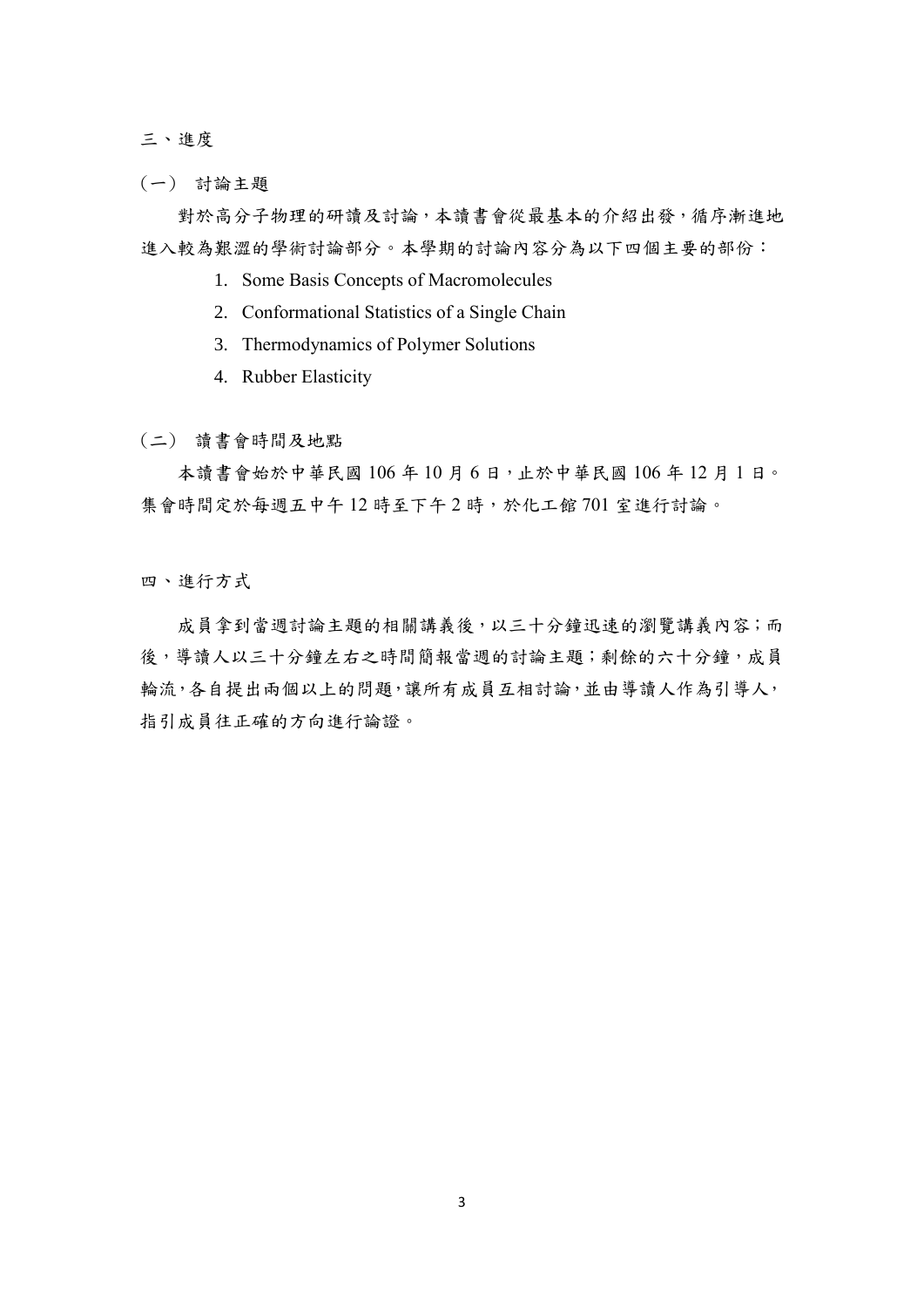## 三、進度

### （一） 討論主題

對於高分子物理的研讀及討論，本讀書會從最基本的介紹出發，循序漸進地進入較為艱澀的學術討論部分。本學期的討論內容分為以下四個主要的部份：

1. Some Basis Concepts of Macromolecules
2. Conformational Statistics of a Single Chain
3. Thermodynamics of Polymer Solutions
4. Rubber Elasticity

### （二） 讀書會時間及地點

本讀書會始於中華民國 106 年 10 月 6 日，止於中華民國 106 年 12 月 1 日。集會時間定於每週五中午 12 時至下午 2 時，於化工館 701 室進行討論。

## 四、進行方式

成員拿到當週討論主題的相關講義後，以三十分鐘迅速的瀏覽講義內容；而後，導讀人以三十分鐘左右之時間簡報當週的討論主題；剩餘的六十分鐘，成員輪流，各自提出兩個以上的問題，讓所有成員互相討論，並由導讀人作為引導人，指引成員往正確的方向進行論證。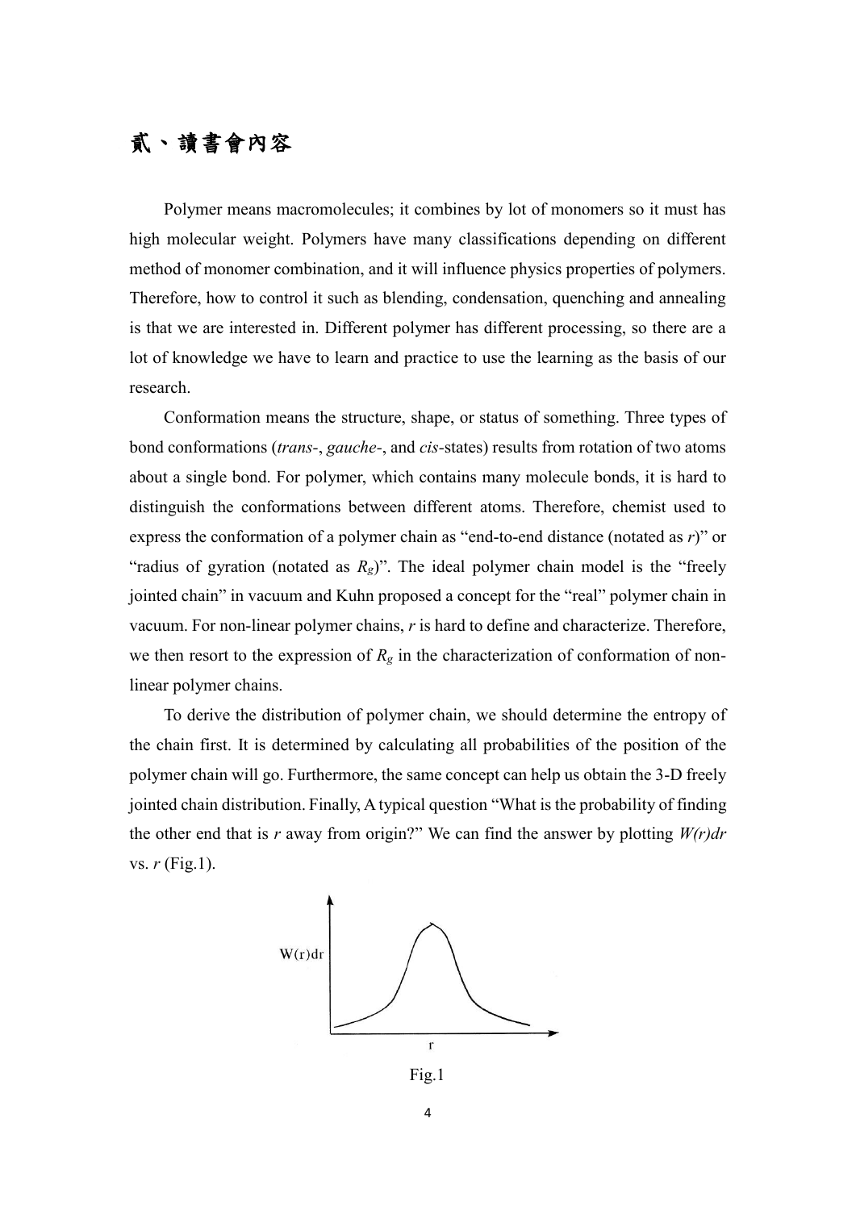# 貳、讀書會內容

Polymer means macromolecules; it combines by lot of monomers so it must has high molecular weight. Polymers have many classifications depending on different method of monomer combination, and it will influence physics properties of polymers. Therefore, how to control it such as blending, condensation, quenching and annealing is that we are interested in. Different polymer has different processing, so there are a lot of knowledge we have to learn and practice to use the learning as the basis of our research.

Conformation means the structure, shape, or status of something. Three types of bond conformations (*trans*-, *gauche*-, and *cis*-states) results from rotation of two atoms about a single bond. For polymer, which contains many molecule bonds, it is hard to distinguish the conformations between different atoms. Therefore, chemist used to express the conformation of a polymer chain as "end-to-end distance (notated as $r$)" or "radius of gyration (notated as $R_g$)". The ideal polymer chain model is the "freely jointed chain" in vacuum and Kuhn proposed a concept for the "real" polymer chain in vacuum. For non-linear polymer chains, $r$ is hard to define and characterize. Therefore, we then resort to the expression of $R_g$ in the characterization of conformation of non-linear polymer chains.

To derive the distribution of polymer chain, we should determine the entropy of the chain first. It is determined by calculating all probabilities of the position of the polymer chain will go. Furthermore, the same concept can help us obtain the 3-D freely jointed chain distribution. Finally, A typical question "What is the probability of finding the other end that is $r$ away from origin?" We can find the answer by plotting $W(r)dr$ vs. $r$ (Fig.1).

Fig.1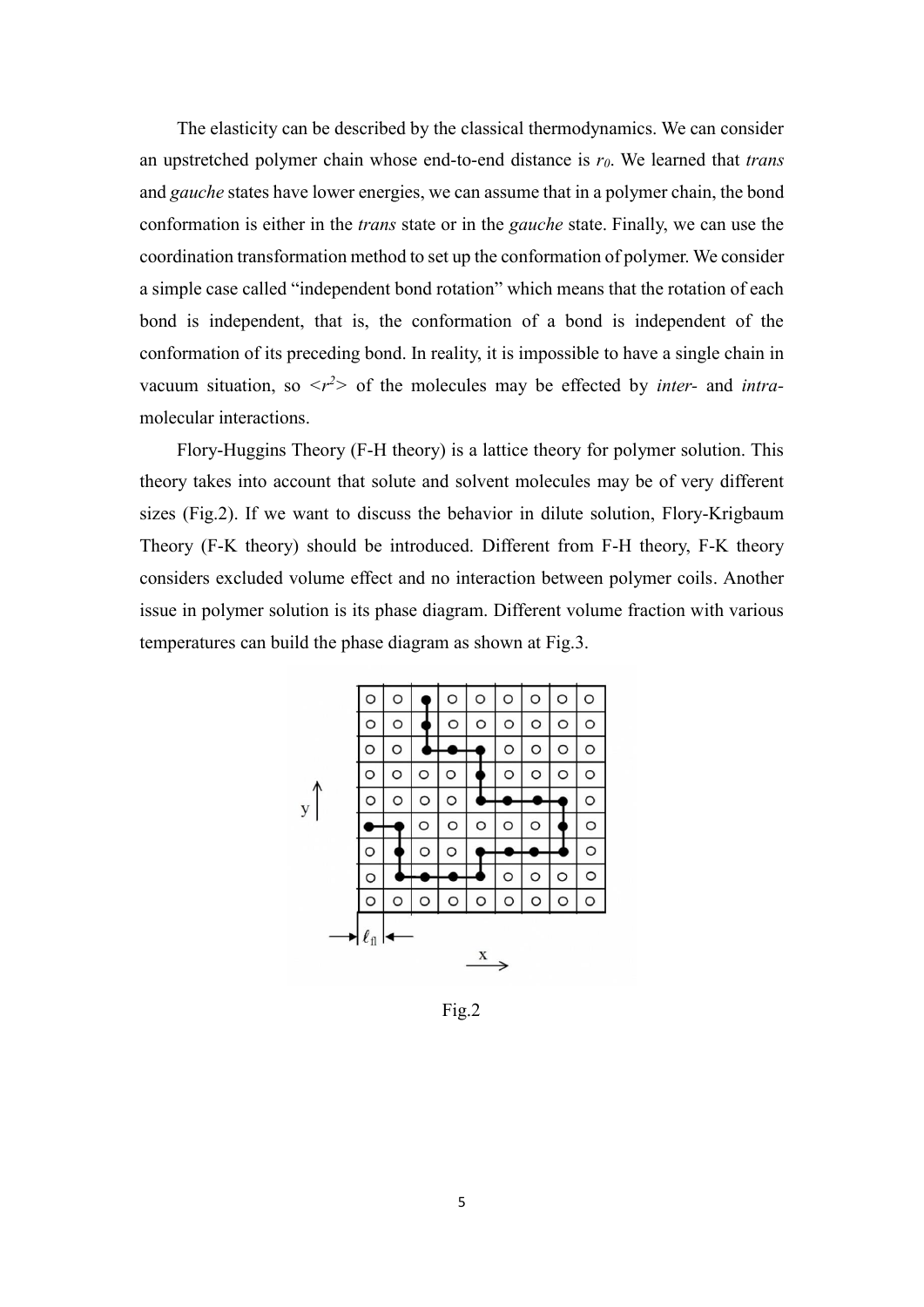The elasticity can be described by the classical thermodynamics. We can consider an upstretched polymer chain whose end-to-end distance is $r_0$. We learned that *trans* and *gauche* states have lower energies, we can assume that in a polymer chain, the bond conformation is either in the *trans* state or in the *gauche* state. Finally, we can use the coordination transformation method to set up the conformation of polymer. We consider a simple case called "independent bond rotation" which means that the rotation of each bond is independent, that is, the conformation of a bond is independent of the conformation of its preceding bond. In reality, it is impossible to have a single chain in vacuum situation, so $<r^2>$ of the molecules may be effected by *inter*- and *intra*-molecular interactions.

Flory-Huggins Theory (F-H theory) is a lattice theory for polymer solution. This theory takes into account that solute and solvent molecules may be of very different sizes (Fig.2). If we want to discuss the behavior in dilute solution, Flory-Krigbaum Theory (F-K theory) should be introduced. Different from F-H theory, F-K theory considers excluded volume effect and no interaction between polymer coils. Another issue in polymer solution is its phase diagram. Different volume fraction with various temperatures can build the phase diagram as shown at Fig.3.

Fig.2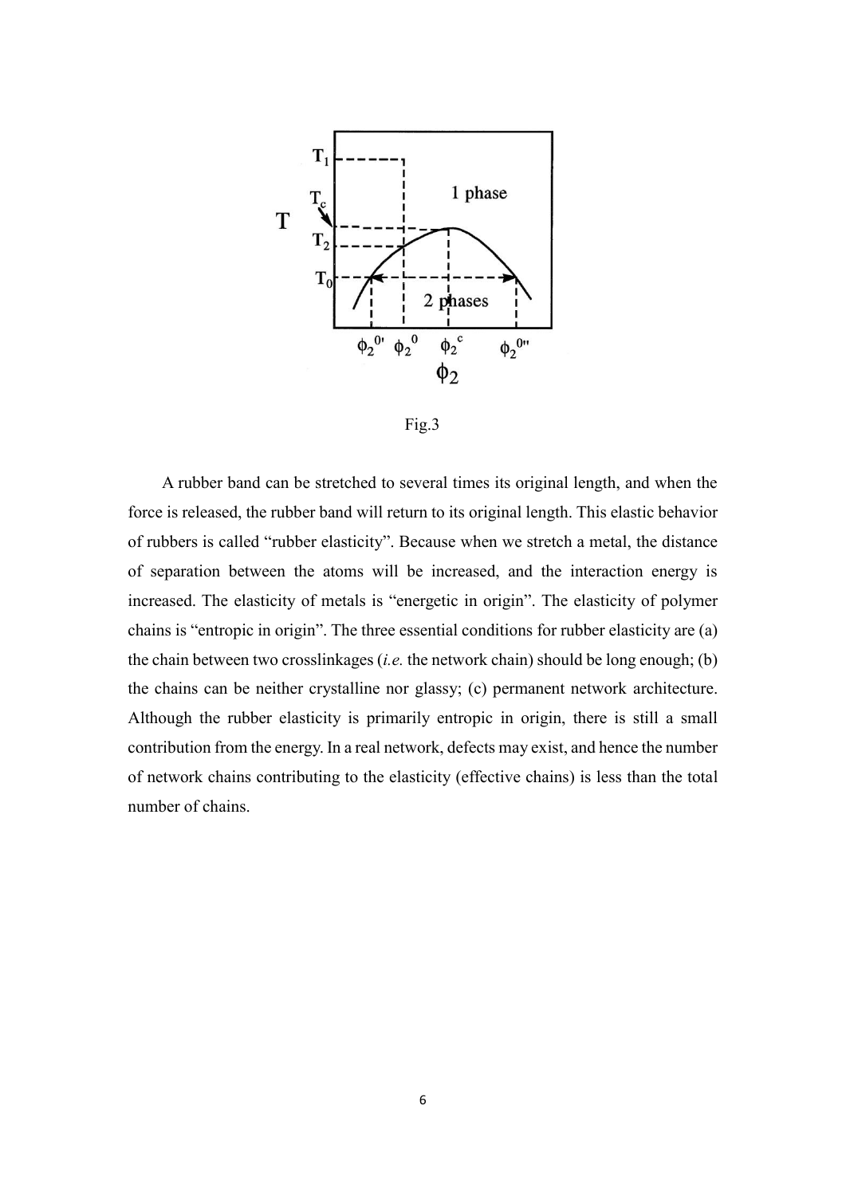Fig.3

A rubber band can be stretched to several times its original length, and when the force is released, the rubber band will return to its original length. This elastic behavior of rubbers is called "rubber elasticity". Because when we stretch a metal, the distance of separation between the atoms will be increased, and the interaction energy is increased. The elasticity of metals is "energetic in origin". The elasticity of polymer chains is "entropic in origin". The three essential conditions for rubber elasticity are (a) the chain between two crosslinkages (*i.e.* the network chain) should be long enough; (b) the chains can be neither crystalline nor glassy; (c) permanent network architecture. Although the rubber elasticity is primarily entropic in origin, there is still a small contribution from the energy. In a real network, defects may exist, and hence the number of network chains contributing to the elasticity (effective chains) is less than the total number of chains.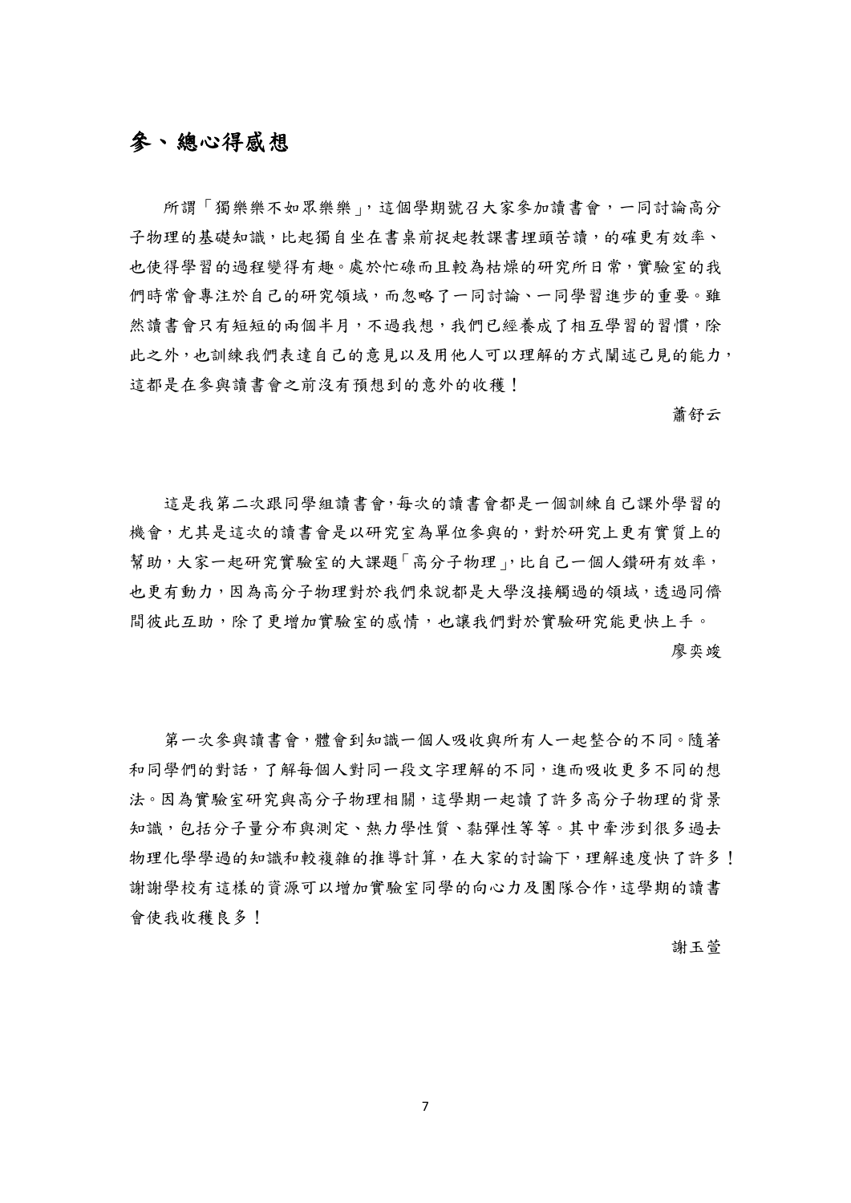## 參、總心得感想

所謂「獨樂樂不如眾樂樂」，這個學期號召大家參加讀書會，一同討論高分子物理的基礎知識，比起獨自坐在書桌前捉起教課書埋頭苦讀，的確更有效率、也使得學習的過程變得有趣。處於忙碌而且較為枯燥的研究所日常，實驗室的我們時常會專注於自己的研究領域，而忽略了一同討論、一同學習進步的重要。雖然讀書會只有短短的兩個半月，不過我想，我們已經養成了相互學習的習慣，除此之外，也訓練我們表達自己的意見以及用他人可以理解的方式闡述己見的能力，這都是在參與讀書會之前沒有預想到的意外的收穫！

蕭舒云

這是我第二次跟同學組讀書會，每次的讀書會都是一個訓練自己課外學習的機會，尤其是這次的讀書會是以研究室為單位參與的，對於研究上更有實質上的幫助，大家一起研究實驗室的大課題「高分子物理」，比自己一個人鑽研有效率，也更有動力，因為高分子物理對於我們來說都是大學沒接觸過的領域，透過同儕間彼此互助，除了更增加實驗室的感情，也讓我們對於實驗研究能更快上手。

廖奕竣

第一次參與讀書會，體會到知識一個人吸收與所有人一起整合的不同。隨著和同學們的對話，了解每個人對同一段文字理解的不同，進而吸收更多不同的想法。因為實驗室研究與高分子物理相關，這學期一起讀了許多高分子物理的背景知識，包括分子量分布與測定、熱力學性質、黏彈性等等。其中牽涉到很多過去物理化學學過的知識和較複雜的推導計算，在大家的討論下，理解速度快了許多！謝謝學校有這樣的資源可以增加實驗室同學的向心力及團隊合作，這學期的讀書會使我收穫良多！

謝玉萱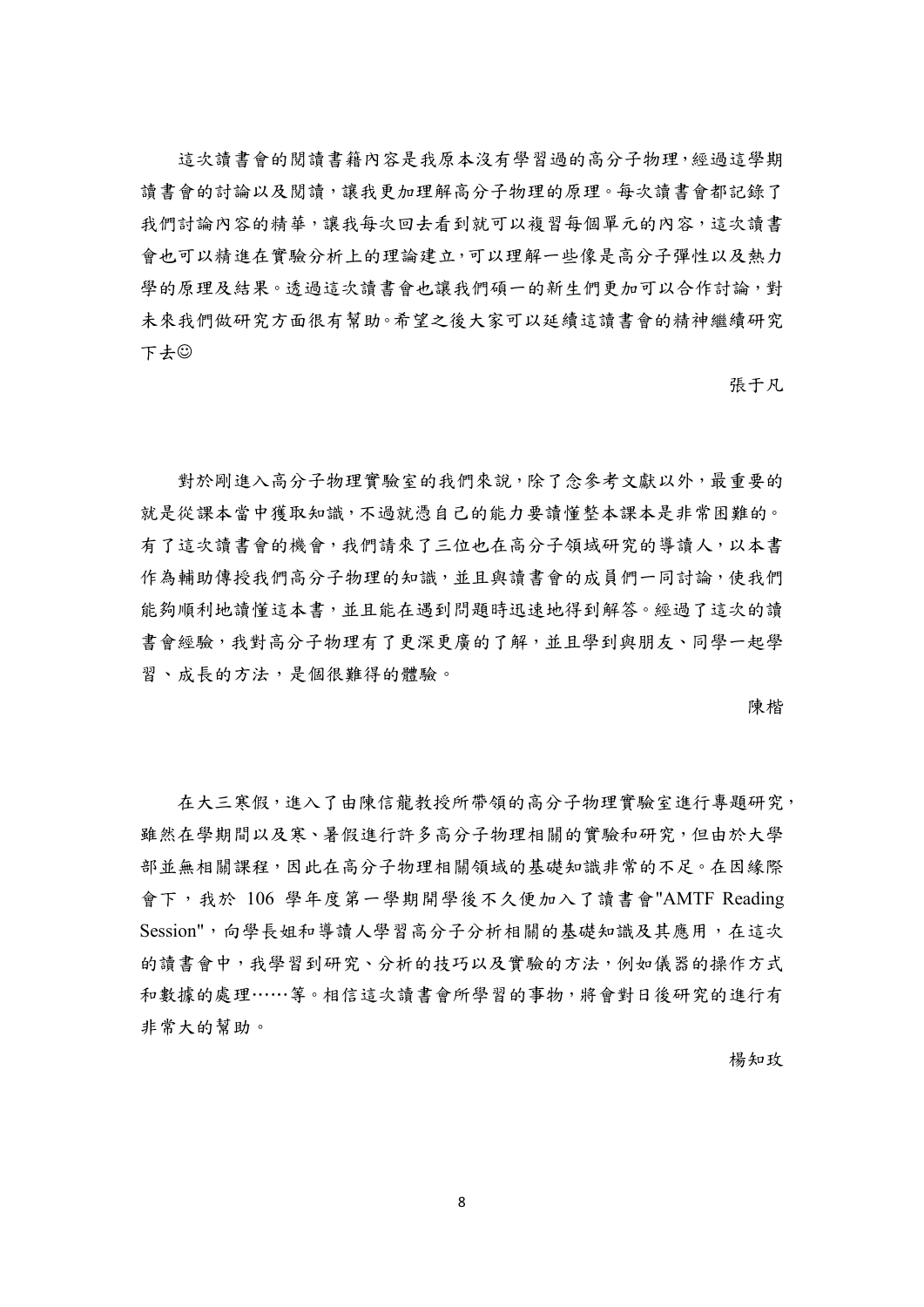這次讀書會的閱讀書籍內容是我原本沒有學習過的高分子物理，經過這學期讀書會的討論以及閱讀，讓我更加理解高分子物理的原理。每次讀書會都記錄了我們討論內容的精華，讓我每次回去看到就可以複習每個單元的內容，這次讀書會也可以精進在實驗分析上的理論建立，可以理解一些像是高分子彈性以及熱力學的原理及結果。透過這次讀書會也讓我們碩一的新生們更加可以合作討論，對未來我們做研究方面很有幫助。希望之後大家可以延續這讀書會的精神繼續研究下去☺

張于凡

對於剛進入高分子物理實驗室的我們來說，除了念參考文獻以外，最重要的就是從課本當中獲取知識，不過就憑自己的能力要讀懂整本課本是非常困難的。有了這次讀書會的機會，我們請來了三位也在高分子領域研究的導讀人，以本書作為輔助傳授我們高分子物理的知識，並且與讀書會的成員們一同討論，使我們能夠順利地讀懂這本書，並且能在遇到問題時迅速地得到解答。經過了這次的讀書會經驗，我對高分子物理有了更深更廣的了解，並且學到與朋友、同學一起學習、成長的方法，是個很難得的體驗。

陳楷

在大三寒假，進入了由陳信龍教授所帶領的高分子物理實驗室進行專題研究，雖然在學期間以及寒、暑假進行許多高分子物理相關的實驗和研究，但由於大學部並無相關課程，因此在高分子物理相關領域的基礎知識非常的不足。在因緣際會下，我於 106 學年度第一學期開學後不久便加入了讀書會"AMTF Reading Session"，向學長姐和導讀人學習高分子分析相關的基礎知識及其應用，在這次的讀書會中，我學習到研究、分析的技巧以及實驗的方法，例如儀器的操作方式和數據的處理……等。相信這次讀書會所學習的事物，將會對日後研究的進行有非常大的幫助。

楊知玫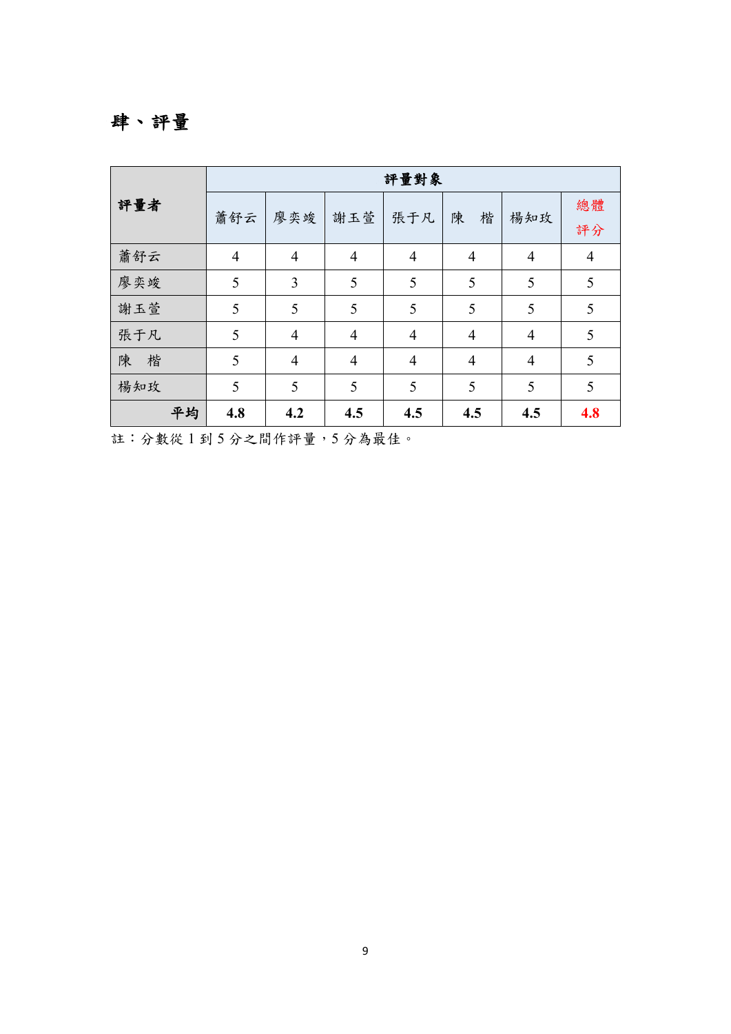## 肆、評量

| 評量者 | 評量對象 | | | | | | |
|---|---|---|---|---|---|---|---|
| | 蕭舒云 | 廖奕竣 | 謝玉萱 | 張于凡 | 陳　楷 | 楊知玫 | 總體評分 |
| 蕭舒云 | 4 | 4 | 4 | 4 | 4 | 4 | 4 |
| 廖奕竣 | 5 | 3 | 5 | 5 | 5 | 5 | 5 |
| 謝玉萱 | 5 | 5 | 5 | 5 | 5 | 5 | 5 |
| 張于凡 | 5 | 4 | 4 | 4 | 4 | 4 | 5 |
| 陳　楷 | 5 | 4 | 4 | 4 | 4 | 4 | 5 |
| 楊知玫 | 5 | 5 | 5 | 5 | 5 | 5 | 5 |
| **平均** | **4.8** | **4.2** | **4.5** | **4.5** | **4.5** | **4.5** | **4.8** |

註：分數從 1 到 5 分之間作評量，5 分為最佳。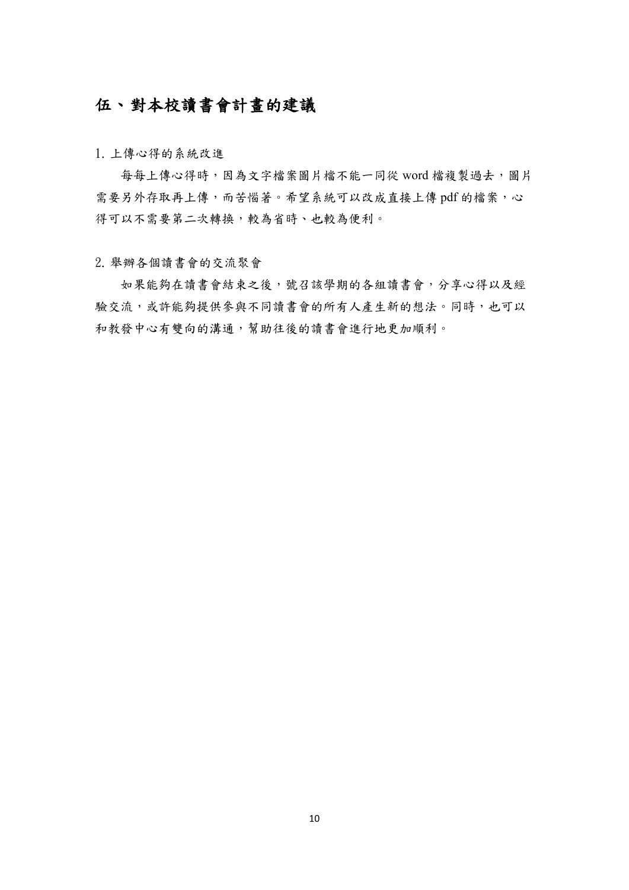## 伍、對本校讀書會計畫的建議

1. 上傳心得的系統改進

每每上傳心得時，因為文字檔案圖片檔不能一同從 word 檔複製過去，圖片需要另外存取再上傳，而苦惱著。希望系統可以改成直接上傳 pdf 的檔案，心得可以不需要第二次轉換，較為省時、也較為便利。

2. 舉辦各個讀書會的交流聚會

如果能夠在讀書會結束之後，號召該學期的各組讀書會，分享心得以及經驗交流，或許能夠提供參與不同讀書會的所有人產生新的想法。同時，也可以和教發中心有雙向的溝通，幫助往後的讀書會進行地更加順利。